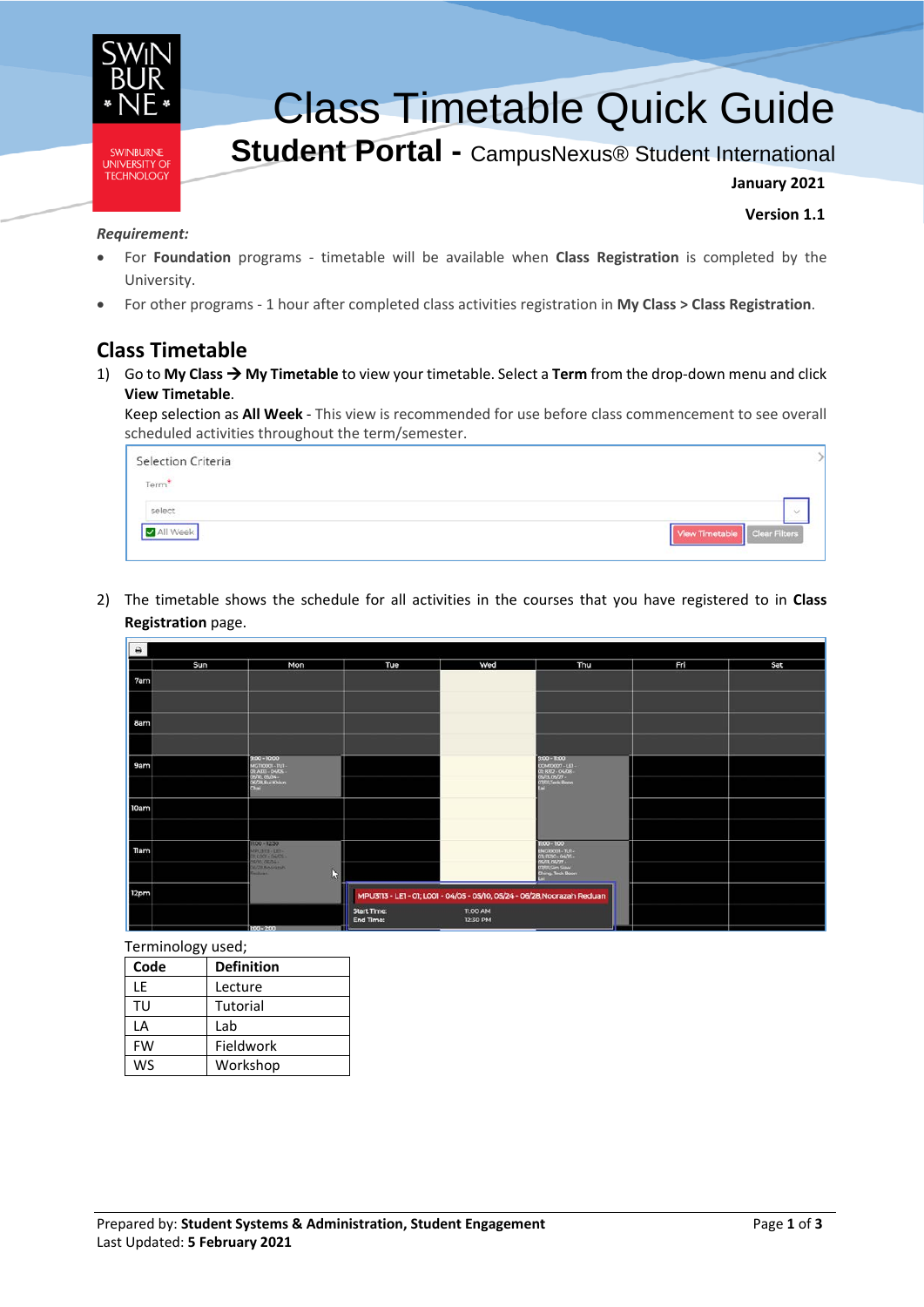# Class Timetable Quick Guide

## Student Portal - CampusNexus® Student International

**January 2021**

**Version 1.1**

***Requirement:***

- For **Foundation** programs - timetable will be available when **Class Registration** is completed by the University.
- For other programs - 1 hour after completed class activities registration in **My Class > Class Registration**.

## Class Timetable

1) Go to **My Class → My Timetable** to view your timetable. Select a **Term** from the drop-down menu and click **View Timetable**.

   Keep selection as **All Week** - This view is recommended for use before class commencement to see overall scheduled activities throughout the term/semester.

2) The timetable shows the schedule for all activities in the courses that you have registered to in **Class Registration** page.

Terminology used;

| Code | Definition |
|---|---|
| LE | Lecture |
| TU | Tutorial |
| LA | Lab |
| FW | Fieldwork |
| WS | Workshop |

Prepared by: **Student Systems & Administration, Student Engagement**
Last Updated: **5 February 2021**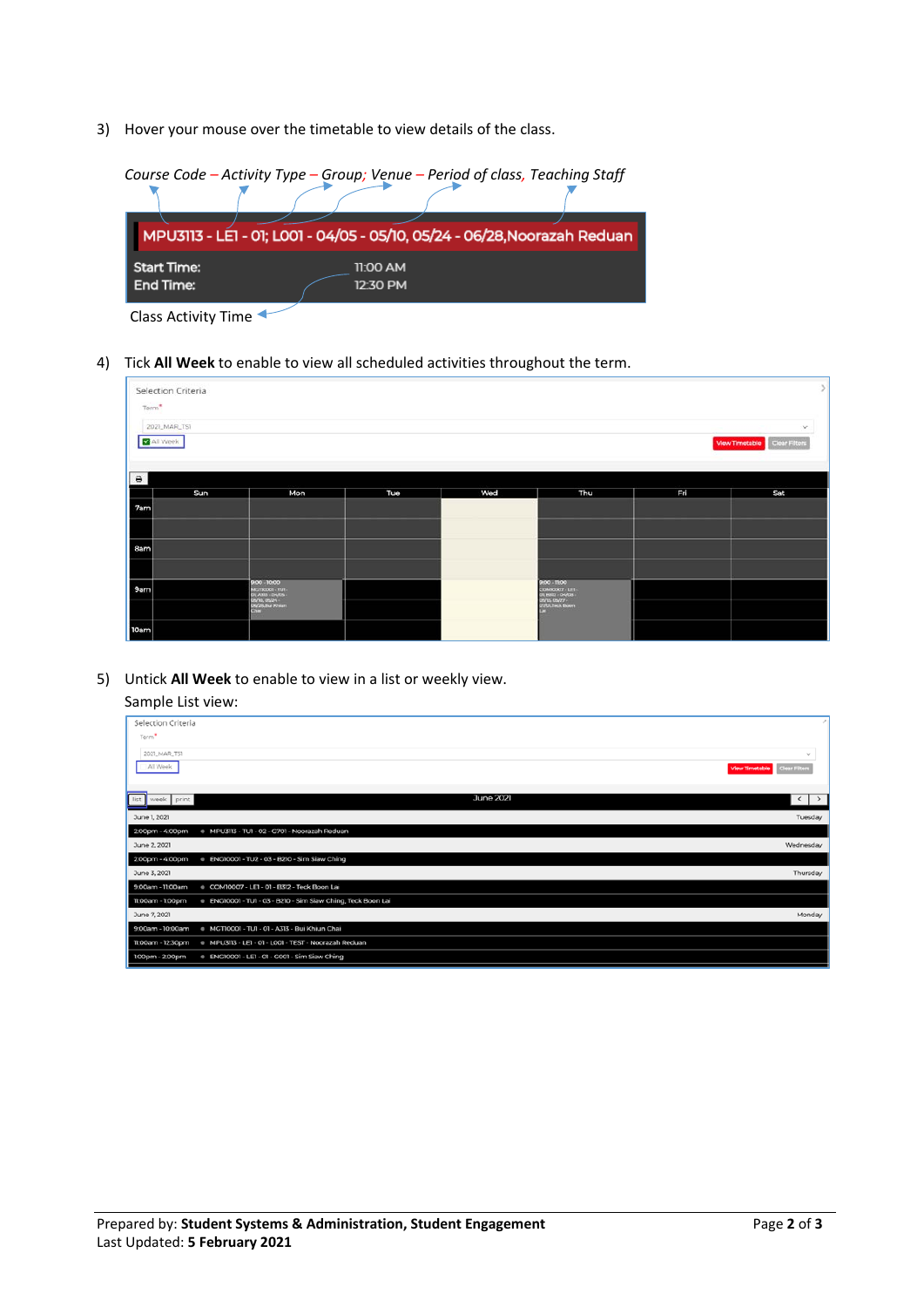3) Hover your mouse over the timetable to view details of the class.

*Course Code – Activity Type – Group; Venue – Period of class, Teaching Staff*

MPU3113 - LE1 - 01; L001 - 04/05 - 05/10, 05/24 - 06/28,Noorazah Reduan

Start Time: 11:00 AM
End Time: 12:30 PM

Class Activity Time

4) Tick **All Week** to enable to view all scheduled activities throughout the term.

5) Untick **All Week** to enable to view in a list or weekly view.

Sample List view: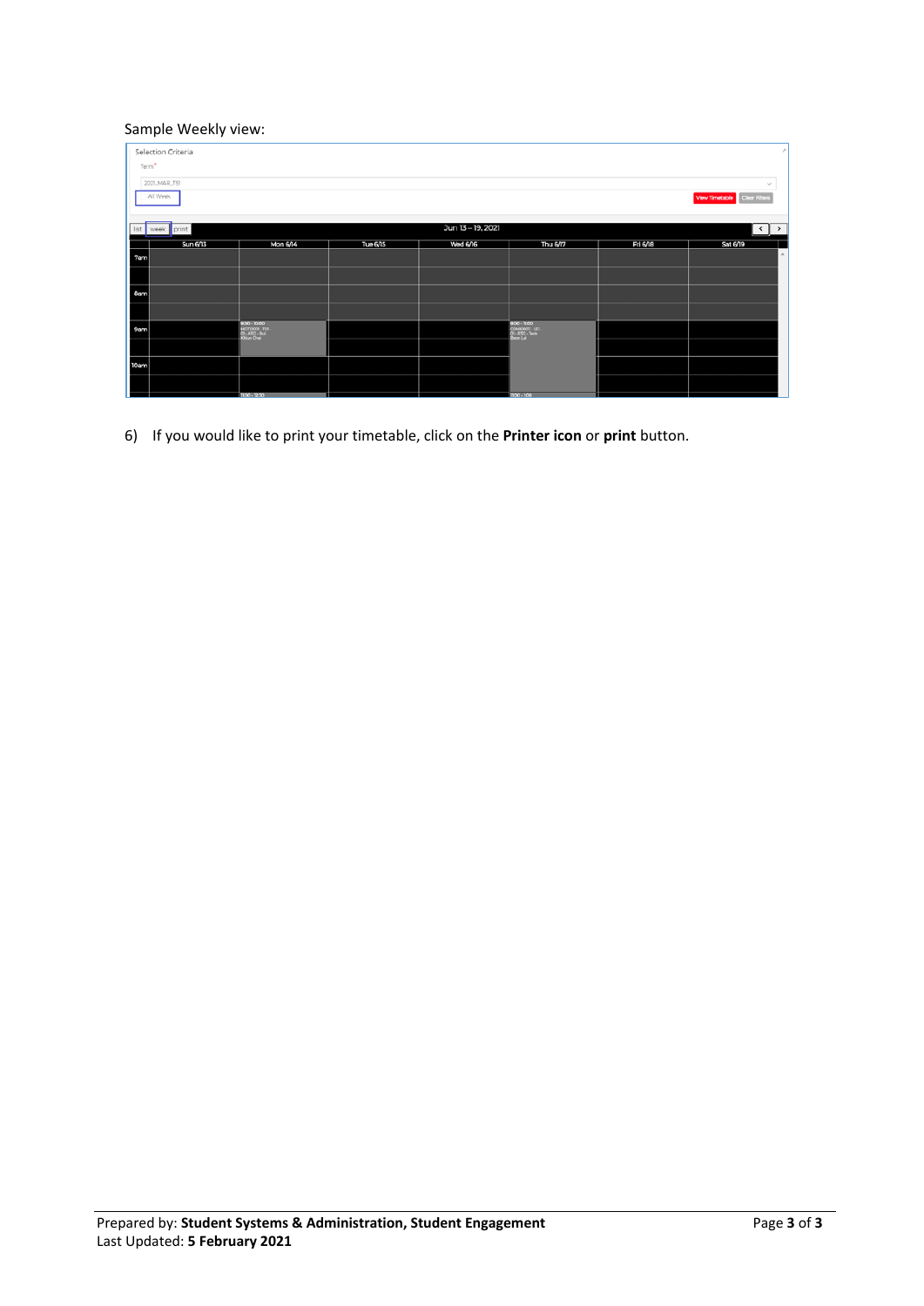Sample Weekly view:

6) If you would like to print your timetable, click on the **Printer icon** or **print** button.